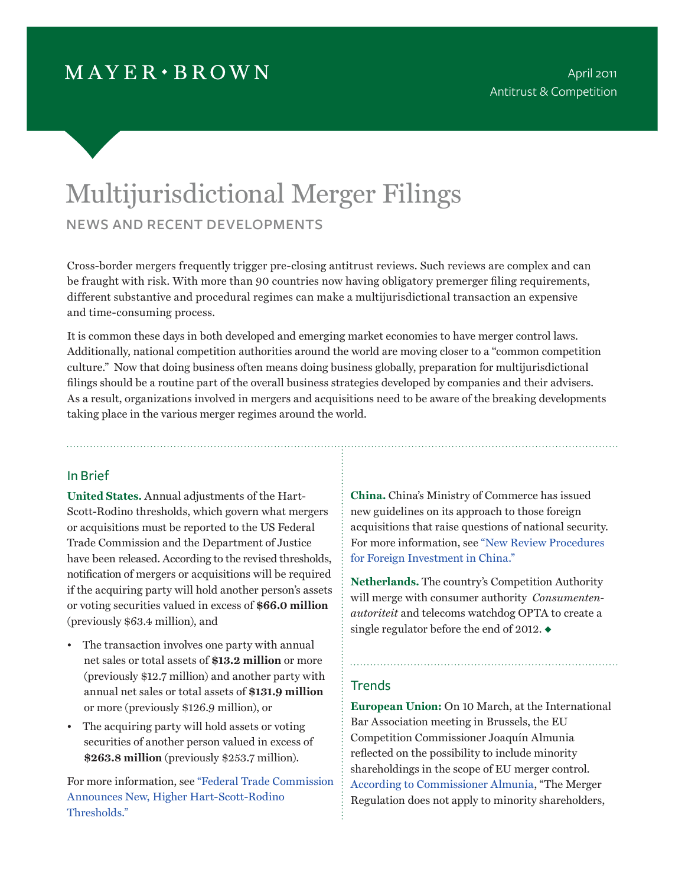MAYER • BROWN

April 2011
Antitrust & Competition

# Multijurisdictional Merger Filings

## NEWS AND RECENT DEVELOPMENTS

Cross-border mergers frequently trigger pre-closing antitrust reviews. Such reviews are complex and can be fraught with risk. With more than 90 countries now having obligatory premerger filing requirements, different substantive and procedural regimes can make a multijurisdictional transaction an expensive and time-consuming process.

It is common these days in both developed and emerging market economies to have merger control laws. Additionally, national competition authorities around the world are moving closer to a "common competition culture." Now that doing business often means doing business globally, preparation for multijurisdictional filings should be a routine part of the overall business strategies developed by companies and their advisers. As a result, organizations involved in mergers and acquisitions need to be aware of the breaking developments taking place in the various merger regimes around the world.

### In Brief

**United States.** Annual adjustments of the Hart-Scott-Rodino thresholds, which govern what mergers or acquisitions must be reported to the US Federal Trade Commission and the Department of Justice have been released. According to the revised thresholds, notification of mergers or acquisitions will be required if the acquiring party will hold another person's assets or voting securities valued in excess of **$66.0 million** (previously $63.4 million), and

- The transaction involves one party with annual net sales or total assets of **$13.2 million** or more (previously $12.7 million) and another party with annual net sales or total assets of **$131.9 million** or more (previously $126.9 million), or
- The acquiring party will hold assets or voting securities of another person valued in excess of **$263.8 million** (previously $253.7 million).

For more information, see "Federal Trade Commission Announces New, Higher Hart-Scott-Rodino Thresholds."

**China.** China's Ministry of Commerce has issued new guidelines on its approach to those foreign acquisitions that raise questions of national security. For more information, see "New Review Procedures for Foreign Investment in China."

**Netherlands.** The country's Competition Authority will merge with consumer authority *Consumenten-autoriteit* and telecoms watchdog OPTA to create a single regulator before the end of 2012. ◆

### Trends

**European Union:** On 10 March, at the International Bar Association meeting in Brussels, the EU Competition Commissioner Joaquín Almunia reflected on the possibility to include minority shareholdings in the scope of EU merger control. According to Commissioner Almunia, "The Merger Regulation does not apply to minority shareholders,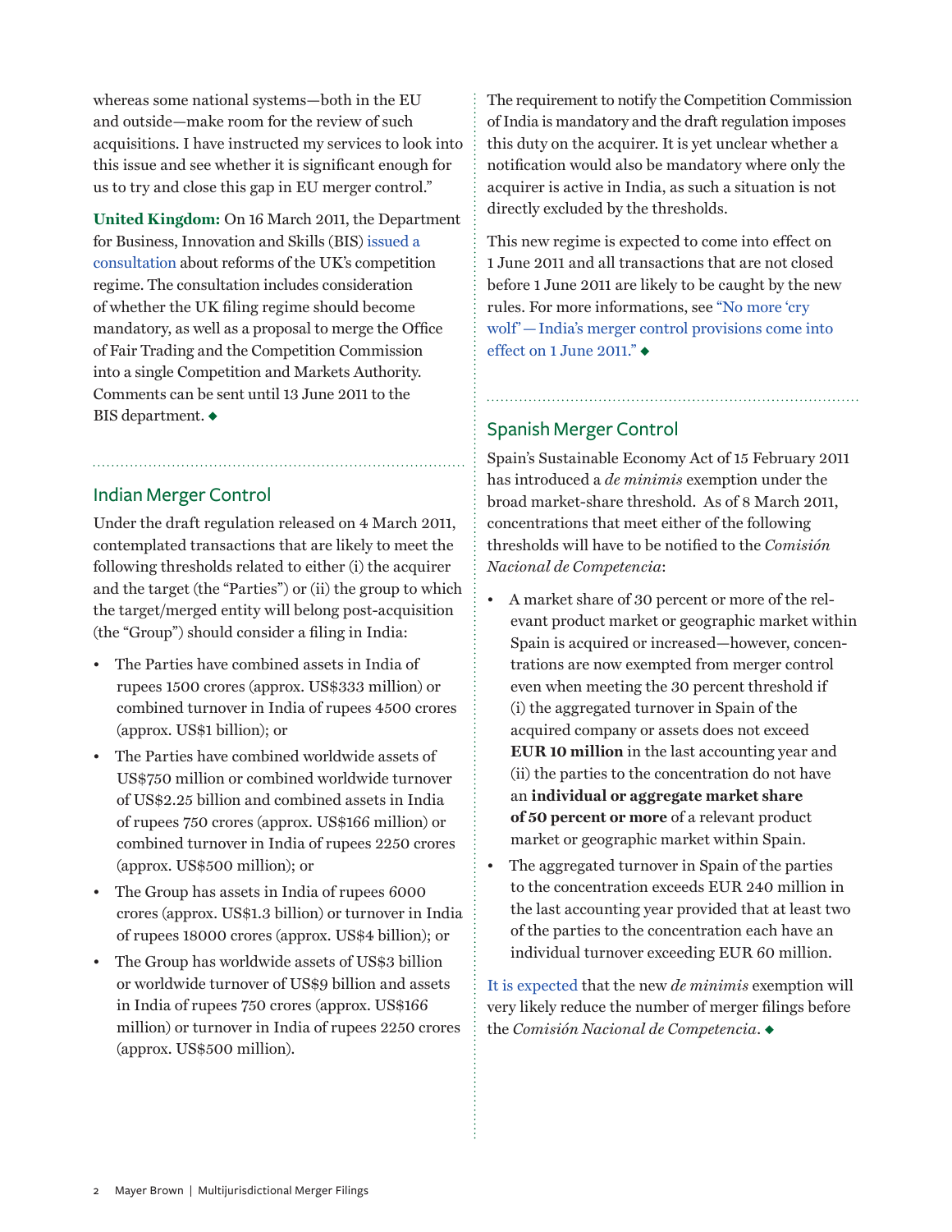whereas some national systems—both in the EU and outside—make room for the review of such acquisitions. I have instructed my services to look into this issue and see whether it is significant enough for us to try and close this gap in EU merger control."

**United Kingdom:** On 16 March 2011, the Department for Business, Innovation and Skills (BIS) issued a consultation about reforms of the UK's competition regime. The consultation includes consideration of whether the UK filing regime should become mandatory, as well as a proposal to merge the Office of Fair Trading and the Competition Commission into a single Competition and Markets Authority. Comments can be sent until 13 June 2011 to the BIS department. ◆

## Indian Merger Control

Under the draft regulation released on 4 March 2011, contemplated transactions that are likely to meet the following thresholds related to either (i) the acquirer and the target (the "Parties") or (ii) the group to which the target/merged entity will belong post-acquisition (the "Group") should consider a filing in India:

- The Parties have combined assets in India of rupees 1500 crores (approx. US$333 million) or combined turnover in India of rupees 4500 crores (approx. US$1 billion); or
- The Parties have combined worldwide assets of US$750 million or combined worldwide turnover of US$2.25 billion and combined assets in India of rupees 750 crores (approx. US$166 million) or combined turnover in India of rupees 2250 crores (approx. US$500 million); or
- The Group has assets in India of rupees 6000 crores (approx. US$1.3 billion) or turnover in India of rupees 18000 crores (approx. US$4 billion); or
- The Group has worldwide assets of US$3 billion or worldwide turnover of US$9 billion and assets in India of rupees 750 crores (approx. US$166 million) or turnover in India of rupees 2250 crores (approx. US$500 million).

The requirement to notify the Competition Commission of India is mandatory and the draft regulation imposes this duty on the acquirer. It is yet unclear whether a notification would also be mandatory where only the acquirer is active in India, as such a situation is not directly excluded by the thresholds.

This new regime is expected to come into effect on 1 June 2011 and all transactions that are not closed before 1 June 2011 are likely to be caught by the new rules. For more informations, see "No more 'cry wolf' — India's merger control provisions come into effect on 1 June 2011." ◆

## Spanish Merger Control

Spain's Sustainable Economy Act of 15 February 2011 has introduced a *de minimis* exemption under the broad market-share threshold. As of 8 March 2011, concentrations that meet either of the following thresholds will have to be notified to the *Comisión Nacional de Competencia*:

- A market share of 30 percent or more of the relevant product market or geographic market within Spain is acquired or increased—however, concentrations are now exempted from merger control even when meeting the 30 percent threshold if (i) the aggregated turnover in Spain of the acquired company or assets does not exceed **EUR 10 million** in the last accounting year and (ii) the parties to the concentration do not have an **individual or aggregate market share of 50 percent or more** of a relevant product market or geographic market within Spain.
- The aggregated turnover in Spain of the parties to the concentration exceeds EUR 240 million in the last accounting year provided that at least two of the parties to the concentration each have an individual turnover exceeding EUR 60 million.

It is expected that the new *de minimis* exemption will very likely reduce the number of merger filings before the *Comisión Nacional de Competencia*. ◆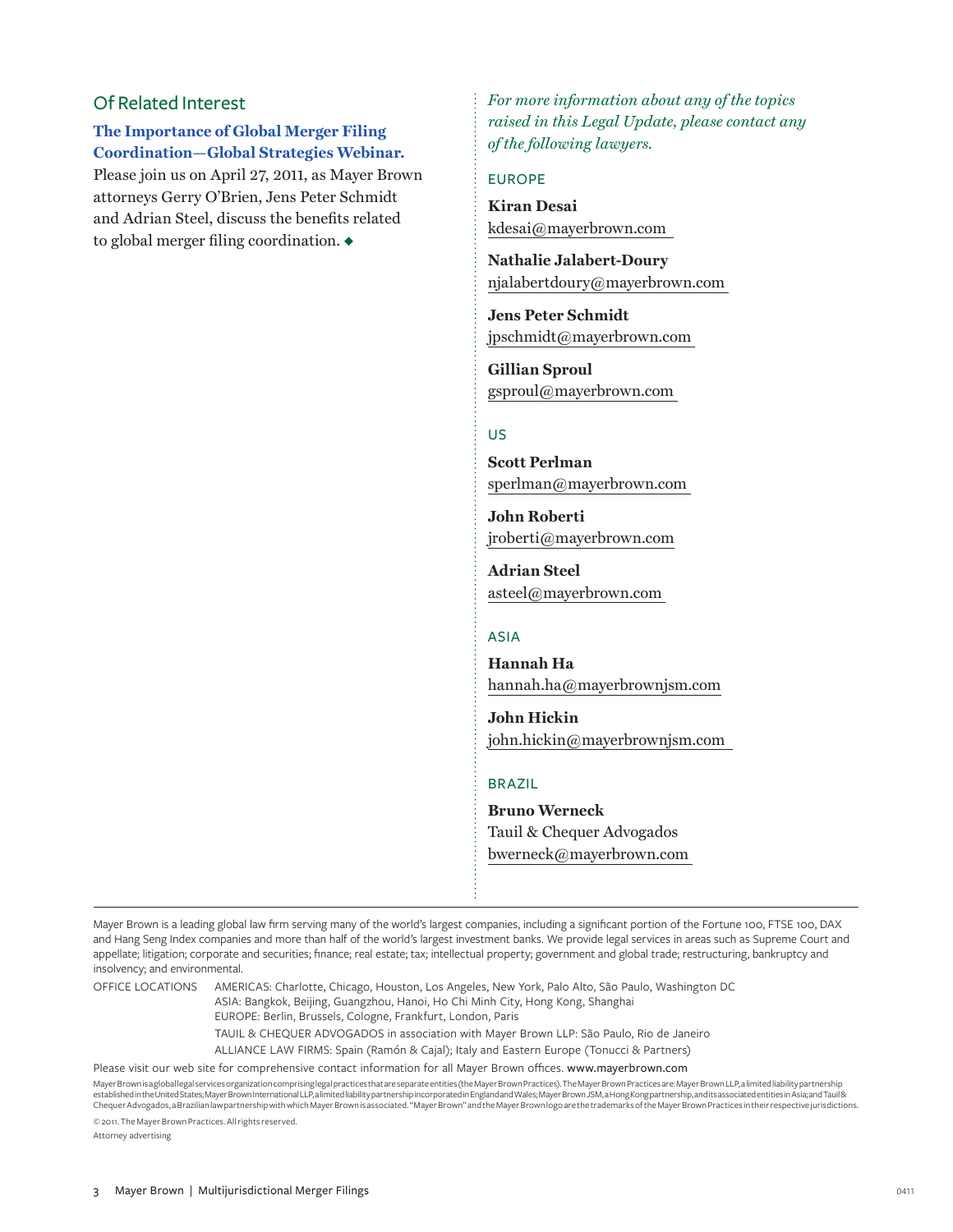## Of Related Interest

**The Importance of Global Merger Filing Coordination—Global Strategies Webinar.**

Please join us on April 27, 2011, as Mayer Brown attorneys Gerry O'Brien, Jens Peter Schmidt and Adrian Steel, discuss the benefits related to global merger filing coordination. ◆

*For more information about any of the topics raised in this Legal Update, please contact any of the following lawyers.*

### EUROPE

**Kiran Desai**
kdesai@mayerbrown.com

**Nathalie Jalabert-Doury**
njalabertdoury@mayerbrown.com

**Jens Peter Schmidt**
jpschmidt@mayerbrown.com

**Gillian Sproul**
gsproul@mayerbrown.com

### US

**Scott Perlman**
sperlman@mayerbrown.com

**John Roberti**
jroberti@mayerbrown.com

**Adrian Steel**
asteel@mayerbrown.com

### ASIA

**Hannah Ha**
hannah.ha@mayerbrownjsm.com

**John Hickin**
john.hickin@mayerbrownjsm.com

### BRAZIL

**Bruno Werneck**
Tauil & Chequer Advogados
bwerneck@mayerbrown.com

---

Mayer Brown is a leading global law firm serving many of the world's largest companies, including a significant portion of the Fortune 100, FTSE 100, DAX and Hang Seng Index companies and more than half of the world's largest investment banks. We provide legal services in areas such as Supreme Court and appellate; litigation; corporate and securities; finance; real estate; tax; intellectual property; government and global trade; restructuring, bankruptcy and insolvency; and environmental.

OFFICE LOCATIONS
AMERICAS: Charlotte, Chicago, Houston, Los Angeles, New York, Palo Alto, São Paulo, Washington DC
ASIA: Bangkok, Beijing, Guangzhou, Hanoi, Ho Chi Minh City, Hong Kong, Shanghai
EUROPE: Berlin, Brussels, Cologne, Frankfurt, London, Paris
TAUIL & CHEQUER ADVOGADOS in association with Mayer Brown LLP: São Paulo, Rio de Janeiro
ALLIANCE LAW FIRMS: Spain (Ramón & Cajal); Italy and Eastern Europe (Tonucci & Partners)

Please visit our web site for comprehensive contact information for all Mayer Brown offices. www.mayerbrown.com

Mayer Brown is a global legal services organization comprising legal practices that are separate entities (the Mayer Brown Practices). The Mayer Brown Practices are: Mayer Brown LLP, a limited liability partnership established in the United States; Mayer Brown International LLP, a limited liability partnership incorporated in England and Wales; Mayer Brown JSM, a Hong Kong partnership, and its associated entities in Asia; and Tauil & Chequer Advogados, a Brazilian law partnership with which Mayer Brown is associated. "Mayer Brown" and the Mayer Brown logo are the trademarks of the Mayer Brown Practices in their respective jurisdictions.

© 2011. The Mayer Brown Practices. All rights reserved.

Attorney advertising